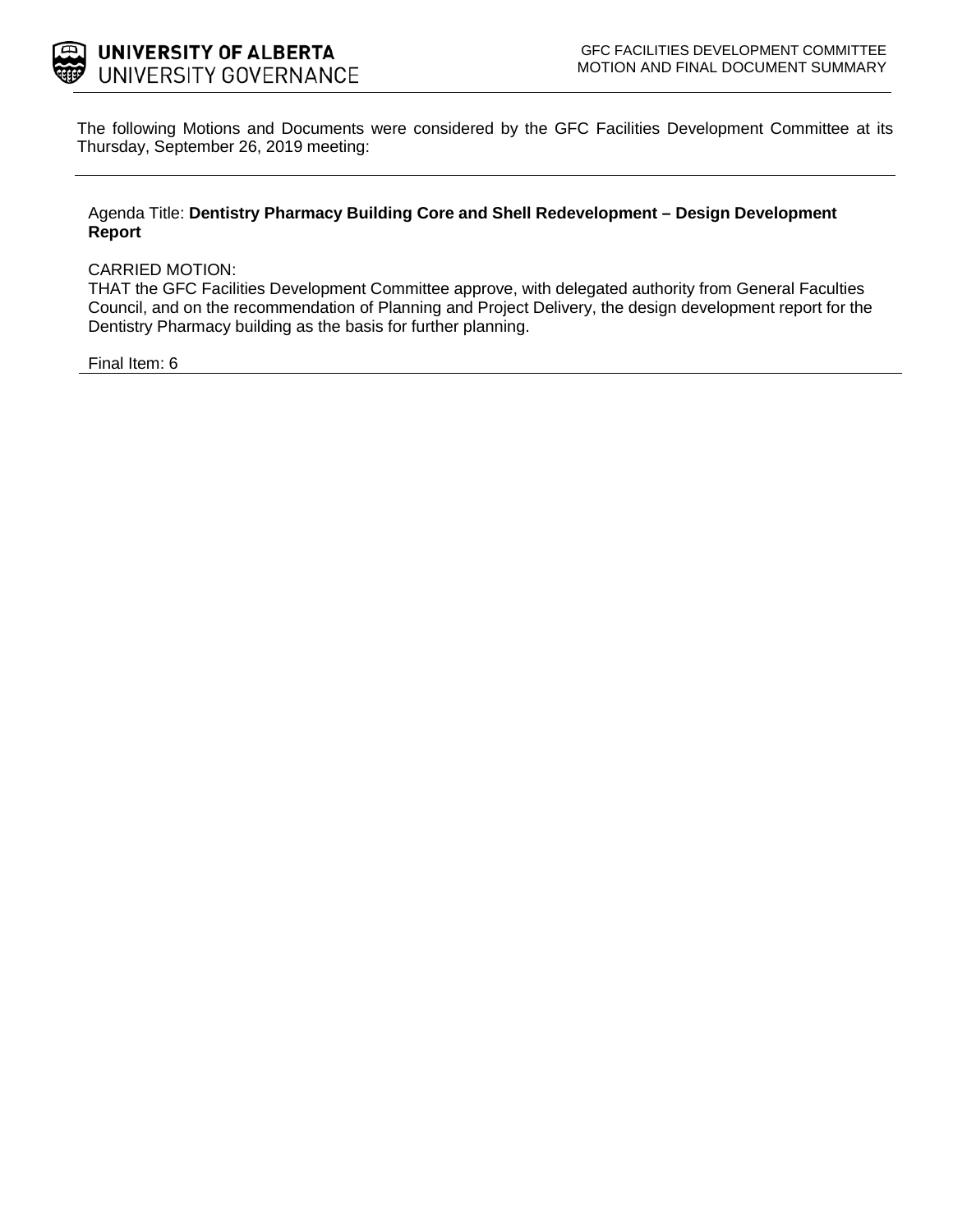UNIVERSITY OF ALBERTA
UNIVERSITY GOVERNANCE

GFC FACILITIES DEVELOPMENT COMMITTEE
MOTION AND FINAL DOCUMENT SUMMARY

The following Motions and Documents were considered by the GFC Facilities Development Committee at its Thursday, September 26, 2019 meeting:

---

Agenda Title: **Dentistry Pharmacy Building Core and Shell Redevelopment – Design Development Report**

CARRIED MOTION:
THAT the GFC Facilities Development Committee approve, with delegated authority from General Faculties Council, and on the recommendation of Planning and Project Delivery, the design development report for the Dentistry Pharmacy building as the basis for further planning.

Final Item: 6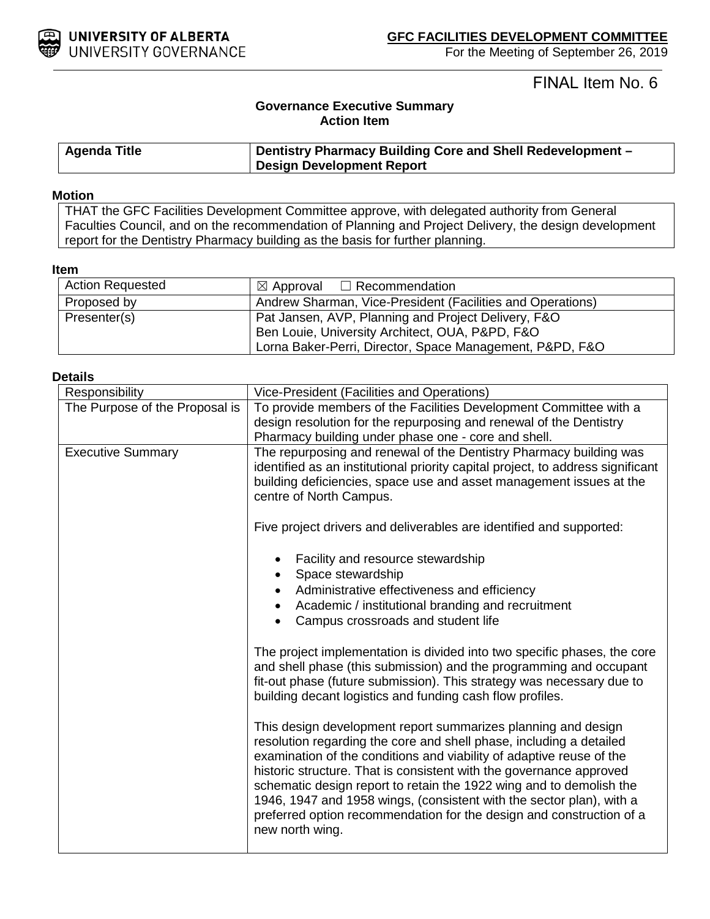**GFC FACILITIES DEVELOPMENT COMMITTEE**
For the Meeting of September 26, 2019

FINAL Item No. 6

### Governance Executive Summary
### Action Item

| Agenda Title | Dentistry Pharmacy Building Core and Shell Redevelopment – Design Development Report |
|---|---|

**Motion**

THAT the GFC Facilities Development Committee approve, with delegated authority from General Faculties Council, and on the recommendation of Planning and Project Delivery, the design development report for the Dentistry Pharmacy building as the basis for further planning.

**Item**

| | |
|---|---|
| Action Requested | ☒ Approval ☐ Recommendation |
| Proposed by | Andrew Sharman, Vice-President (Facilities and Operations) |
| Presenter(s) | Pat Jansen, AVP, Planning and Project Delivery, F&O<br>Ben Louie, University Architect, OUA, P&PD, F&O<br>Lorna Baker-Perri, Director, Space Management, P&PD, F&O |

**Details**

| | |
|---|---|
| Responsibility | Vice-President (Facilities and Operations) |
| The Purpose of the Proposal is | To provide members of the Facilities Development Committee with a design resolution for the repurposing and renewal of the Dentistry Pharmacy building under phase one - core and shell. |
| Executive Summary | The repurposing and renewal of the Dentistry Pharmacy building was identified as an institutional priority capital project, to address significant building deficiencies, space use and asset management issues at the centre of North Campus.<br><br>Five project drivers and deliverables are identified and supported:<br><br>• Facility and resource stewardship<br>• Space stewardship<br>• Administrative effectiveness and efficiency<br>• Academic / institutional branding and recruitment<br>• Campus crossroads and student life<br><br>The project implementation is divided into two specific phases, the core and shell phase (this submission) and the programming and occupant fit-out phase (future submission). This strategy was necessary due to building decant logistics and funding cash flow profiles.<br><br>This design development report summarizes planning and design resolution regarding the core and shell phase, including a detailed examination of the conditions and viability of adaptive reuse of the historic structure. That is consistent with the governance approved schematic design report to retain the 1922 wing and to demolish the 1946, 1947 and 1958 wings, (consistent with the sector plan), with a preferred option recommendation for the design and construction of a new north wing. |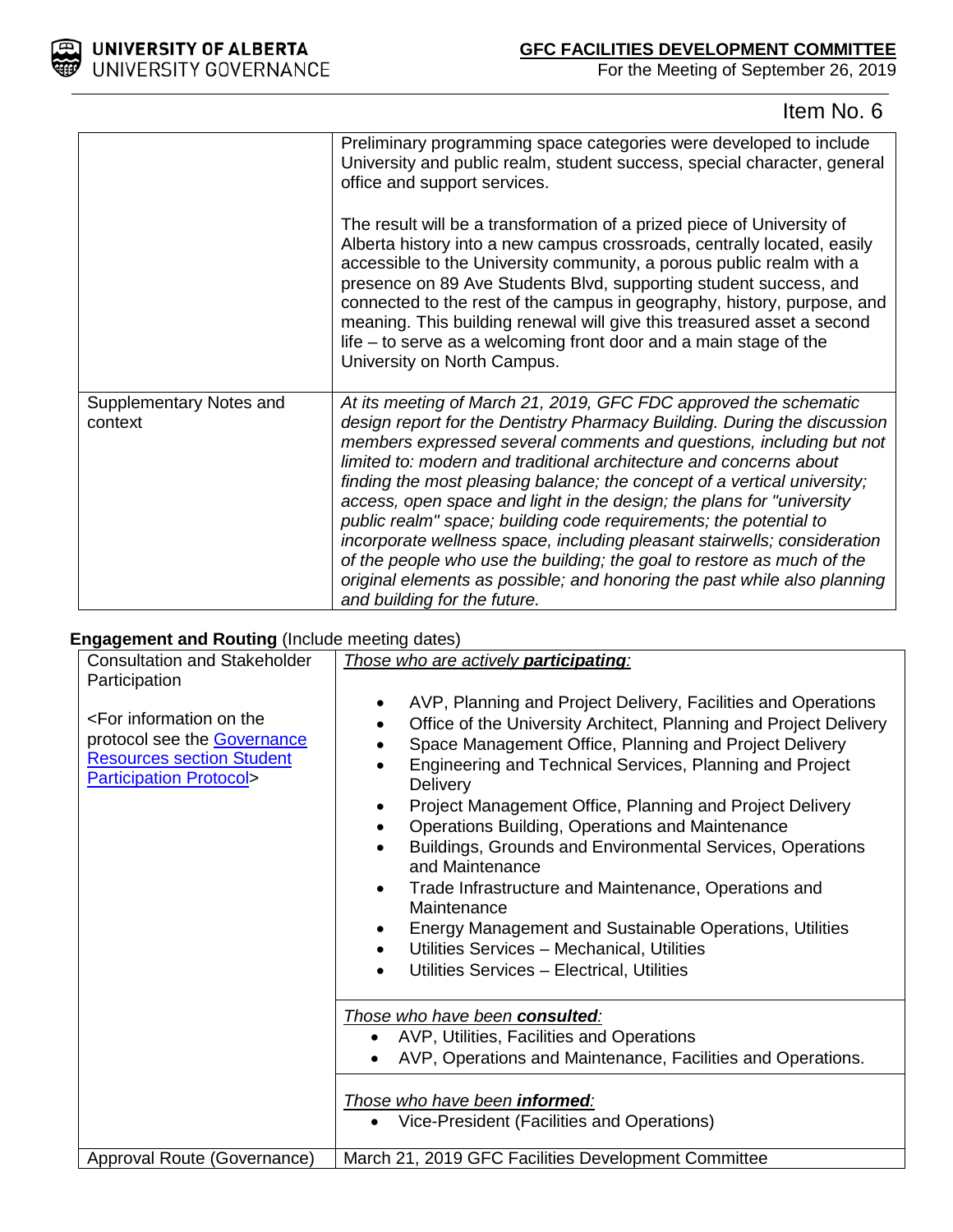Item No. 6

| | |
|---|---|
| | Preliminary programming space categories were developed to include University and public realm, student success, special character, general office and support services.<br><br>The result will be a transformation of a prized piece of University of Alberta history into a new campus crossroads, centrally located, easily accessible to the University community, a porous public realm with a presence on 89 Ave Students Blvd, supporting student success, and connected to the rest of the campus in geography, history, purpose, and meaning. This building renewal will give this treasured asset a second life – to serve as a welcoming front door and a main stage of the University on North Campus. |
| Supplementary Notes and context | *At its meeting of March 21, 2019, GFC FDC approved the schematic design report for the Dentistry Pharmacy Building. During the discussion members expressed several comments and questions, including but not limited to: modern and traditional architecture and concerns about finding the most pleasing balance; the concept of a vertical university; access, open space and light in the design; the plans for "university public realm" space; building code requirements; the potential to incorporate wellness space, including pleasant stairwells; consideration of the people who use the building; the goal to restore as much of the original elements as possible; and honoring the past while also planning and building for the future.* |

**Engagement and Routing** (Include meeting dates)

| | |
|---|---|
| Consultation and Stakeholder Participation<br><br><For information on the protocol see the Governance Resources section Student Participation Protocol> | *Those who are actively **participating**:*<br>• AVP, Planning and Project Delivery, Facilities and Operations<br>• Office of the University Architect, Planning and Project Delivery<br>• Space Management Office, Planning and Project Delivery<br>• Engineering and Technical Services, Planning and Project Delivery<br>• Project Management Office, Planning and Project Delivery<br>• Operations Building, Operations and Maintenance<br>• Buildings, Grounds and Environmental Services, Operations and Maintenance<br>• Trade Infrastructure and Maintenance, Operations and Maintenance<br>• Energy Management and Sustainable Operations, Utilities<br>• Utilities Services – Mechanical, Utilities<br>• Utilities Services – Electrical, Utilities |
| | *Those who have been **consulted**:*<br>• AVP, Utilities, Facilities and Operations<br>• AVP, Operations and Maintenance, Facilities and Operations. |
| | *Those who have been **informed**:*<br>• Vice-President (Facilities and Operations) |
| Approval Route (Governance) | March 21, 2019 GFC Facilities Development Committee |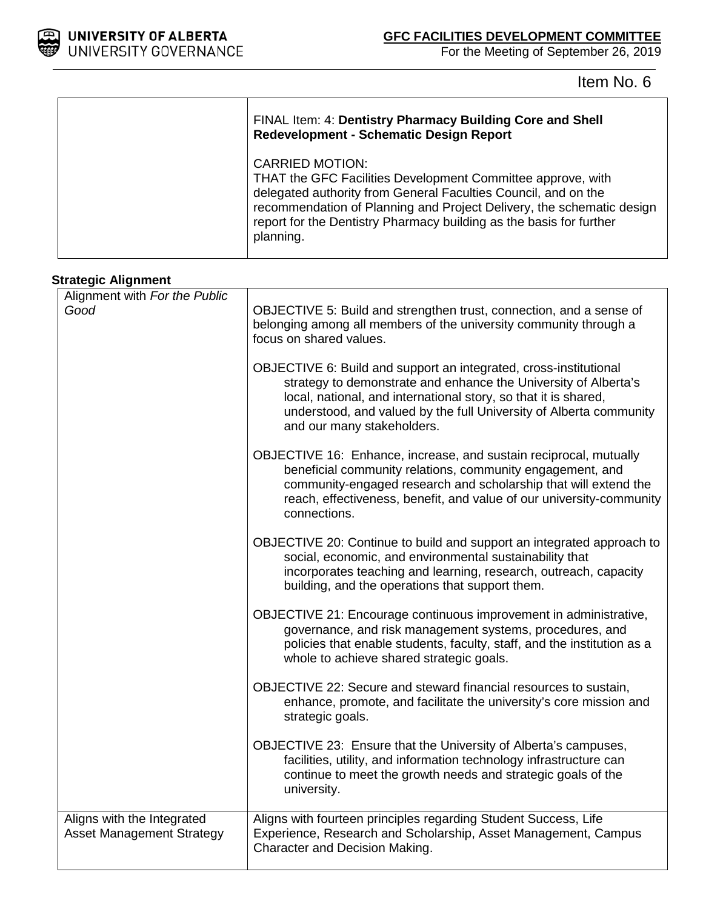Item No. 6

| | FINAL Item: 4: **Dentistry Pharmacy Building Core and Shell Redevelopment - Schematic Design Report**<br><br>CARRIED MOTION:<br>THAT the GFC Facilities Development Committee approve, with delegated authority from General Faculties Council, and on the recommendation of Planning and Project Delivery, the schematic design report for the Dentistry Pharmacy building as the basis for further planning. |
|---|---|

**Strategic Alignment**

| Alignment with *For the Public Good* | OBJECTIVE 5: Build and strengthen trust, connection, and a sense of belonging among all members of the university community through a focus on shared values.<br><br>OBJECTIVE 6: Build and support an integrated, cross-institutional strategy to demonstrate and enhance the University of Alberta's local, national, and international story, so that it is shared, understood, and valued by the full University of Alberta community and our many stakeholders.<br><br>OBJECTIVE 16: Enhance, increase, and sustain reciprocal, mutually beneficial community relations, community engagement, and community-engaged research and scholarship that will extend the reach, effectiveness, benefit, and value of our university-community connections.<br><br>OBJECTIVE 20: Continue to build and support an integrated approach to social, economic, and environmental sustainability that incorporates teaching and learning, research, outreach, capacity building, and the operations that support them.<br><br>OBJECTIVE 21: Encourage continuous improvement in administrative, governance, and risk management systems, procedures, and policies that enable students, faculty, staff, and the institution as a whole to achieve shared strategic goals.<br><br>OBJECTIVE 22: Secure and steward financial resources to sustain, enhance, promote, and facilitate the university's core mission and strategic goals.<br><br>OBJECTIVE 23: Ensure that the University of Alberta's campuses, facilities, utility, and information technology infrastructure can continue to meet the growth needs and strategic goals of the university. |
|---|---|
| Aligns with the Integrated Asset Management Strategy | Aligns with fourteen principles regarding Student Success, Life Experience, Research and Scholarship, Asset Management, Campus Character and Decision Making. |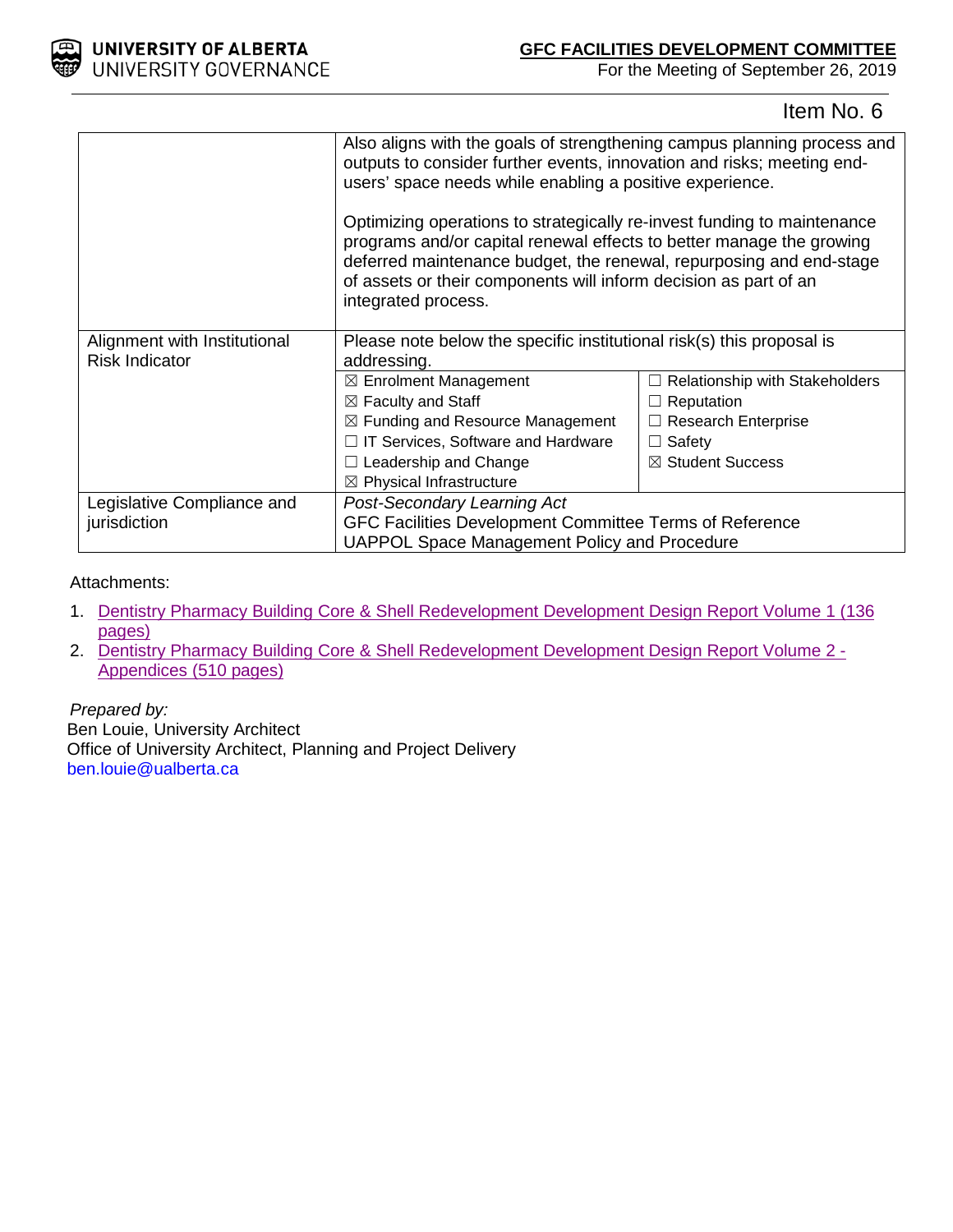Item No. 6

| | | |
|---|---|---|
| | Also aligns with the goals of strengthening campus planning process and outputs to consider further events, innovation and risks; meeting end-users' space needs while enabling a positive experience.<br><br>Optimizing operations to strategically re-invest funding to maintenance programs and/or capital renewal effects to better manage the growing deferred maintenance budget, the renewal, repurposing and end-stage of assets or their components will inform decision as part of an integrated process. | |
| Alignment with Institutional Risk Indicator | Please note below the specific institutional risk(s) this proposal is addressing. | |
| | ☒ Enrolment Management<br>☒ Faculty and Staff<br>☒ Funding and Resource Management<br>☐ IT Services, Software and Hardware<br>☐ Leadership and Change<br>☒ Physical Infrastructure | ☐ Relationship with Stakeholders<br>☐ Reputation<br>☐ Research Enterprise<br>☐ Safety<br>☒ Student Success |
| Legislative Compliance and jurisdiction | *Post-Secondary Learning Act*<br>GFC Facilities Development Committee Terms of Reference<br>UAPPOL Space Management Policy and Procedure | |

Attachments:

1. Dentistry Pharmacy Building Core & Shell Redevelopment Development Design Report Volume 1 (136 pages)
2. Dentistry Pharmacy Building Core & Shell Redevelopment Development Design Report Volume 2 - Appendices (510 pages)

*Prepared by:*
Ben Louie, University Architect
Office of University Architect, Planning and Project Delivery
ben.louie@ualberta.ca